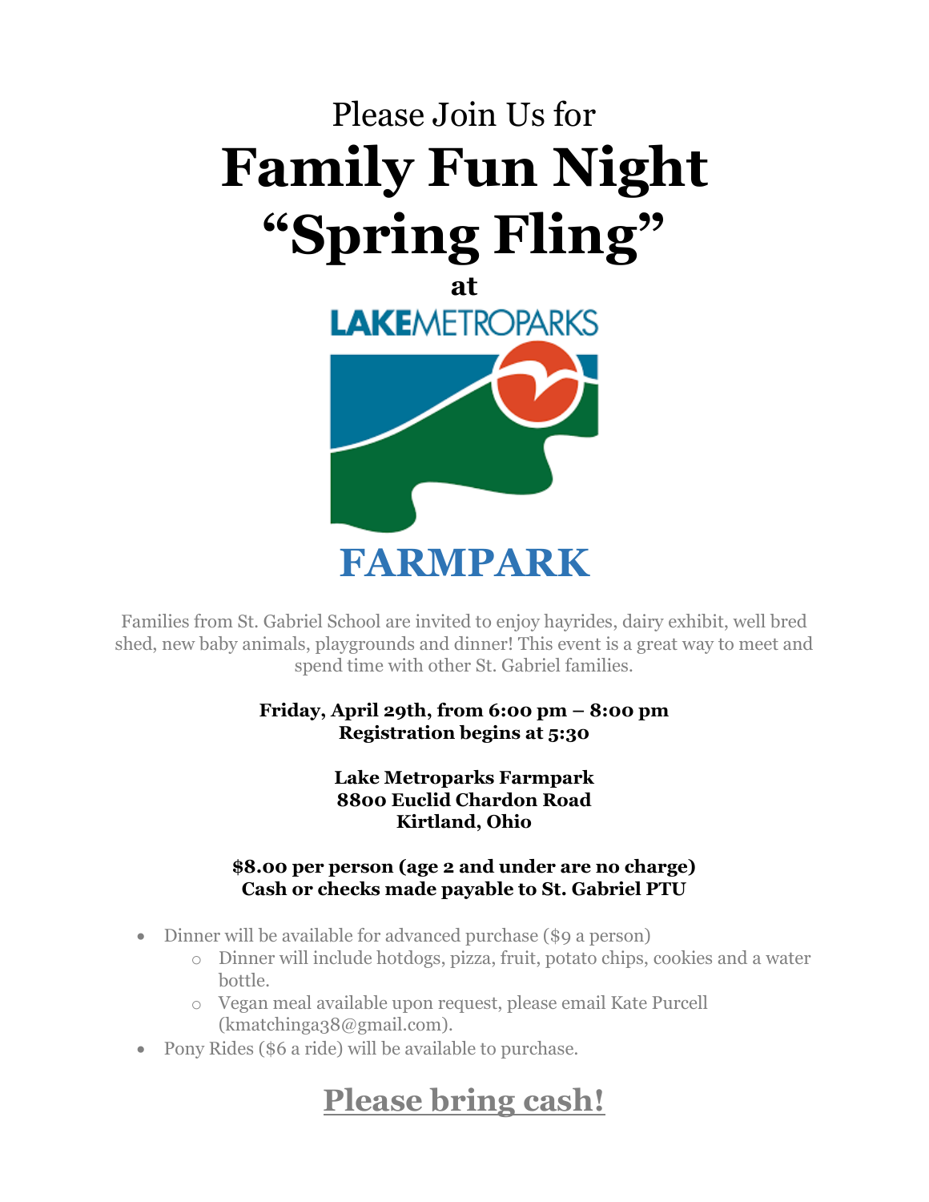Please Join Us for

# Family Fun Night

# "Spring Fling"

**at**

LAKEMETROPARKS

## FARMPARK

Families from St. Gabriel School are invited to enjoy hayrides, dairy exhibit, well bred shed, new baby animals, playgrounds and dinner! This event is a great way to meet and spend time with other St. Gabriel families.

**Friday, April 29th, from 6:00 pm – 8:00 pm**
**Registration begins at 5:30**

**Lake Metroparks Farmpark**
**8800 Euclid Chardon Road**
**Kirtland, Ohio**

**$8.00 per person (age 2 and under are no charge)**
**Cash or checks made payable to St. Gabriel PTU**

- Dinner will be available for advanced purchase ($9 a person)
  - Dinner will include hotdogs, pizza, fruit, potato chips, cookies and a water bottle.
  - Vegan meal available upon request, please email Kate Purcell (kmatchinga38@gmail.com).
- Pony Rides ($6 a ride) will be available to purchase.

## Please bring cash!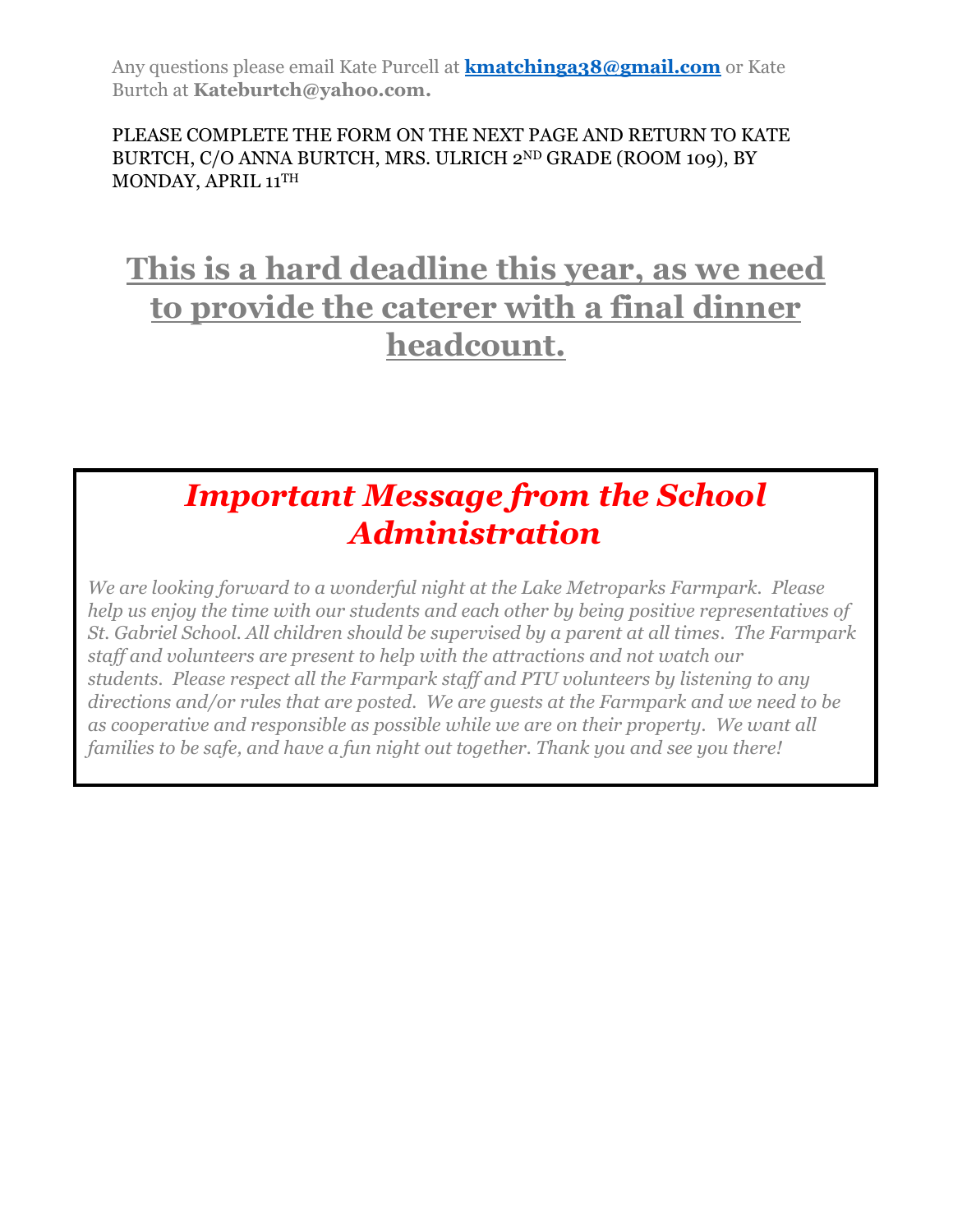Any questions please email Kate Purcell at **kmatchinga38@gmail.com** or Kate Burtch at **Kateburtch@yahoo.com.**

PLEASE COMPLETE THE FORM ON THE NEXT PAGE AND RETURN TO KATE BURTCH, C/O ANNA BURTCH, MRS. ULRICH 2ND GRADE (ROOM 109), BY MONDAY, APRIL 11TH

## **This is a hard deadline this year, as we need to provide the caterer with a final dinner headcount.**

## *Important Message from the School Administration*

*We are looking forward to a wonderful night at the Lake Metroparks Farmpark. Please help us enjoy the time with our students and each other by being positive representatives of St. Gabriel School. All children should be supervised by a parent at all times. The Farmpark staff and volunteers are present to help with the attractions and not watch our students. Please respect all the Farmpark staff and PTU volunteers by listening to any directions and/or rules that are posted. We are guests at the Farmpark and we need to be as cooperative and responsible as possible while we are on their property. We want all families to be safe, and have a fun night out together. Thank you and see you there!*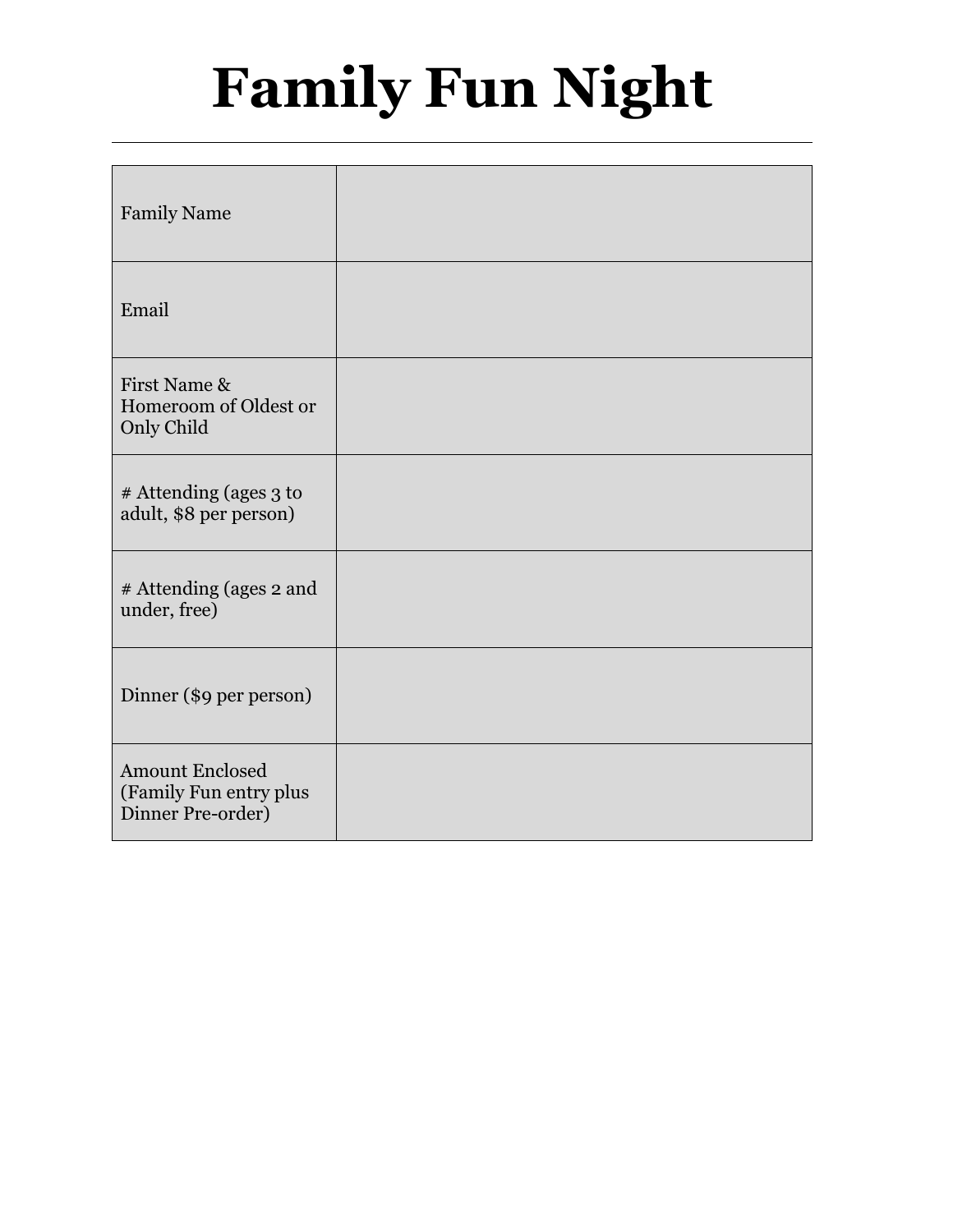# Family Fun Night

---

| | |
|---|---|
| Family Name | |
| Email | |
| First Name & Homeroom of Oldest or Only Child | |
| # Attending (ages 3 to adult, $8 per person) | |
| # Attending (ages 2 and under, free) | |
| Dinner ($9 per person) | |
| Amount Enclosed (Family Fun entry plus Dinner Pre-order) | |